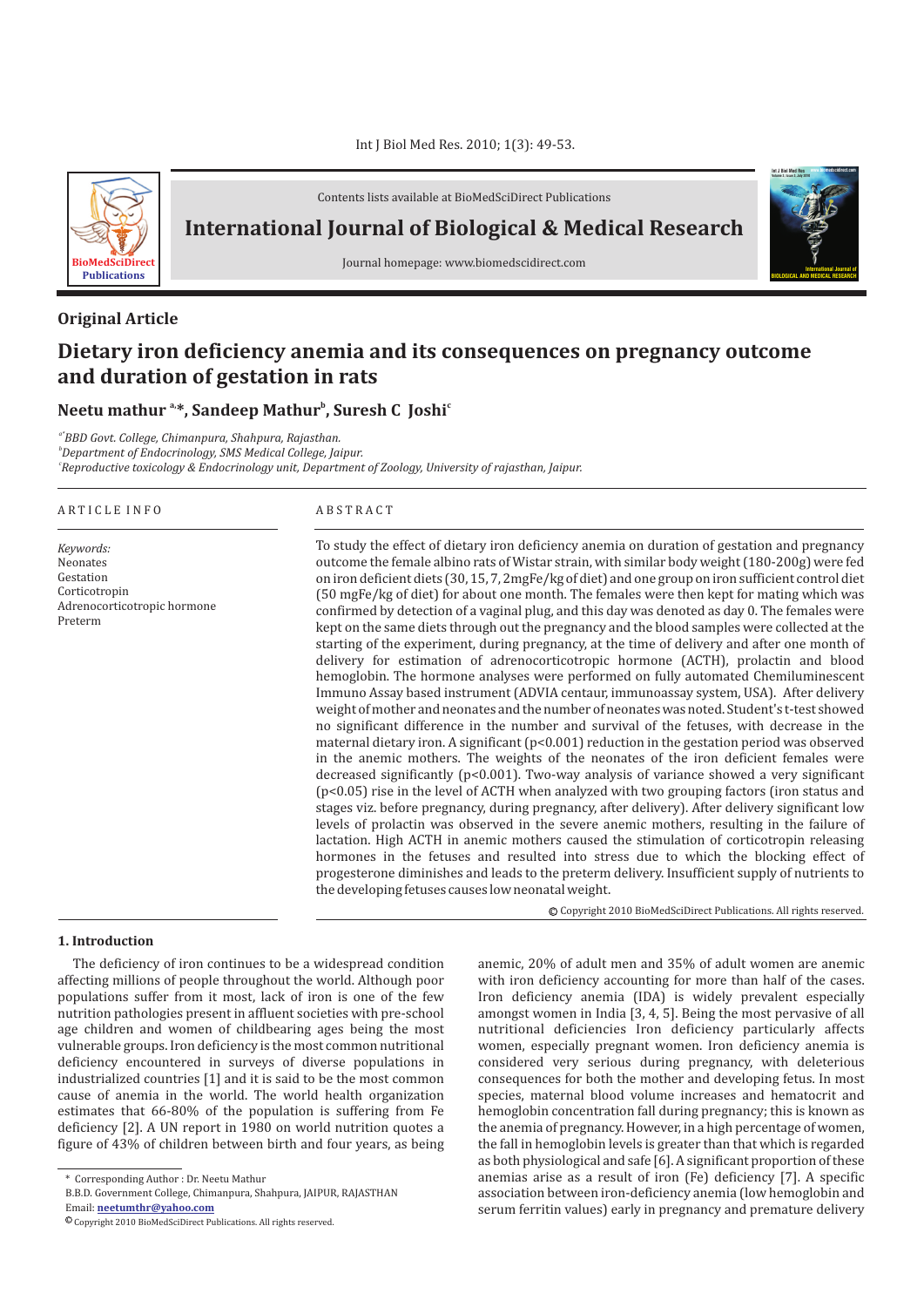Contents lists available at BioMedSciDirect Publications

**International Journal of Biological & Medical Research**

Journal homepage: www.biomedscidirect.com

## Original Article

# Dietary iron deficiency anemia and its consequences on pregnancy outcome and duration of gestation in rats

**Neetu mathur [a,*], Sandeep Mathur[b], Suresh C Joshi[c]**

[a*]*BBD Govt. College, Chimanpura, Shahpura, Rajasthan.*
[b]*Department of Endocrinology, SMS Medical College, Jaipur.*
[c]*Reproductive toxicology & Endocrinology unit, Department of Zoology, University of rajasthan, Jaipur.*

### ARTICLE INFO

*Keywords:*
Neonates
Gestation
Corticotropin
Adrenocorticotropic hormone
Preterm

### ABSTRACT

To study the effect of dietary iron deficiency anemia on duration of gestation and pregnancy outcome the female albino rats of Wistar strain, with similar body weight (180-200g) were fed on iron deficient diets (30, 15, 7, 2mgFe/kg of diet) and one group on iron sufficient control diet (50 mgFe/kg of diet) for about one month. The females were then kept for mating which was confirmed by detection of a vaginal plug, and this day was denoted as day 0. The females were kept on the same diets through out the pregnancy and the blood samples were collected at the starting of the experiment, during pregnancy, at the time of delivery and after one month of delivery for estimation of adrenocorticotropic hormone (ACTH), prolactin and blood hemoglobin. The hormone analyses were performed on fully automated Chemiluminescent Immuno Assay based instrument (ADVIA centaur, immunoassay system, USA). After delivery weight of mother and neonates and the number of neonates was noted. Student's t-test showed no significant difference in the number and survival of the fetuses, with decrease in the maternal dietary iron. A significant ($p<0.001$) reduction in the gestation period was observed in the anemic mothers. The weights of the neonates of the iron deficient females were decreased significantly ($p<0.001$). Two-way analysis of variance showed a very significant ($p<0.05$) rise in the level of ACTH when analyzed with two grouping factors (iron status and stages viz. before pregnancy, during pregnancy, after delivery). After delivery significant low levels of prolactin was observed in the severe anemic mothers, resulting in the failure of lactation. High ACTH in anemic mothers caused the stimulation of corticotropin releasing hormones in the fetuses and resulted into stress due to which the blocking effect of progesterone diminishes and leads to the preterm delivery. Insufficient supply of nutrients to the developing fetuses causes low neonatal weight.

© Copyright 2010 BioMedSciDirect Publications. All rights reserved.

## 1. Introduction

The deficiency of iron continues to be a widespread condition affecting millions of people throughout the world. Although poor populations suffer from it most, lack of iron is one of the few nutrition pathologies present in affluent societies with pre-school age children and women of childbearing ages being the most vulnerable groups. Iron deficiency is the most common nutritional deficiency encountered in surveys of diverse populations in industrialized countries [1] and it is said to be the most common cause of anemia in the world. The world health organization estimates that 66-80% of the population is suffering from Fe deficiency [2]. A UN report in 1980 on world nutrition quotes a figure of 43% of children between birth and four years, as being anemic, 20% of adult men and 35% of adult women are anemic with iron deficiency accounting for more than half of the cases. Iron deficiency anemia (IDA) is widely prevalent especially amongst women in India [3, 4, 5]. Being the most pervasive of all nutritional deficiencies Iron deficiency particularly affects women, especially pregnant women. Iron deficiency anemia is considered very serious during pregnancy, with deleterious consequences for both the mother and developing fetus. In most species, maternal blood volume increases and hematocrit and hemoglobin concentration fall during pregnancy; this is known as the anemia of pregnancy. However, in a high percentage of women, the fall in hemoglobin levels is greater than that which is regarded as both physiological and safe [6]. A significant proportion of these anemias arise as a result of iron (Fe) deficiency [7]. A specific association between iron-deficiency anemia (low hemoglobin and serum ferritin values) early in pregnancy and premature delivery

\* Corresponding Author : Dr. Neetu Mathur
B.B.D. Government College, Chimanpura, Shahpura, JAIPUR, RAJASTHAN
Email: **neetumthr@yahoo.com**

© Copyright 2010 BioMedSciDirect Publications. All rights reserved.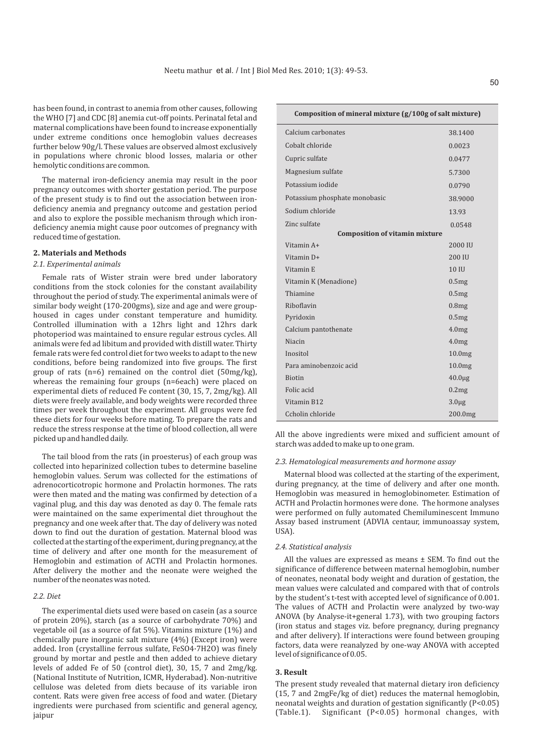has been found, in contrast to anemia from other causes, following the WHO [7] and CDC [8] anemia cut-off points. Perinatal fetal and maternal complications have been found to increase exponentially under extreme conditions once hemoglobin values decreases further below 90g/l. These values are observed almost exclusively in populations where chronic blood losses, malaria or other hemolytic conditions are common.

The maternal iron-deficiency anemia may result in the poor pregnancy outcomes with shorter gestation period. The purpose of the present study is to find out the association between iron-deficiency anemia and pregnancy outcome and gestation period and also to explore the possible mechanism through which iron-deficiency anemia might cause poor outcomes of pregnancy with reduced time of gestation.

## 2. Materials and Methods

### *2.1. Experimental animals*

Female rats of Wister strain were bred under laboratory conditions from the stock colonies for the constant availability throughout the period of study. The experimental animals were of similar body weight (170-200gms), size and age and were group-housed in cages under constant temperature and humidity. Controlled illumination with a 12hrs light and 12hrs dark photoperiod was maintained to ensure regular estrous cycles. All animals were fed ad libitum and provided with distill water. Thirty female rats were fed control diet for two weeks to adapt to the new conditions, before being randomized into five groups. The first group of rats (n=6) remained on the control diet (50mg/kg), whereas the remaining four groups (n=6each) were placed on experimental diets of reduced Fe content (30, 15, 7, 2mg/kg). All diets were freely available, and body weights were recorded three times per week throughout the experiment. All groups were fed these diets for four weeks before mating. To prepare the rats and reduce the stress response at the time of blood collection, all were picked up and handled daily.

The tail blood from the rats (in proesterus) of each group was collected into heparinized collection tubes to determine baseline hemoglobin values. Serum was collected for the estimations of adrenocorticotropic hormone and Prolactin hormones. The rats were then mated and the mating was confirmed by detection of a vaginal plug, and this day was denoted as day 0. The female rats were maintained on the same experimental diet throughout the pregnancy and one week after that. The day of delivery was noted down to find out the duration of gestation. Maternal blood was collected at the starting of the experiment, during pregnancy, at the time of delivery and after one month for the measurement of Hemoglobin and estimation of ACTH and Prolactin hormones. After delivery the mother and the neonate were weighed the number of the neonates was noted.

### *2.2. Diet*

The experimental diets used were based on casein (as a source of protein 20%), starch (as a source of carbohydrate 70%) and vegetable oil (as a source of fat 5%). Vitamins mixture (1%) and chemically pure inorganic salt mixture (4%) (Except iron) were added. Iron (crystalline ferrous sulfate, $FeSO_4 \cdot 7H_2O$) was finely ground by mortar and pestle and then added to achieve dietary levels of added Fe of 50 (control diet), 30, 15, 7 and 2mg/kg. (National Institute of Nutrition, ICMR, Hyderabad). Non-nutritive cellulose was deleted from diets because of its variable iron content. Rats were given free access of food and water. (Dietary ingredients were purchased from scientific and general agency, jaipur

| Composition of mineral mixture (g/100g of salt mixture) | |
|---|---|
| Calcium carbonates | 38.1400 |
| Cobalt chloride | 0.0023 |
| Cupric sulfate | 0.0477 |
| Magnesium sulfate | 5.7300 |
| Potassium iodide | 0.0790 |
| Potassium phosphate monobasic | 38.9000 |
| Sodium chloride | 13.93 |
| Zinc sulfate | 0.0548 |
| **Composition of vitamin mixture** | |
| Vitamin A+ | 2000 IU |
| Vitamin D+ | 200 IU |
| Vitamin E | 10 IU |
| Vitamin K (Menadione) | 0.5mg |
| Thiamine | 0.5mg |
| Riboflavin | 0.8mg |
| Pyridoxin | 0.5mg |
| Calcium pantothenate | 4.0mg |
| Niacin | 4.0mg |
| Inositol | 10.0mg |
| Para aminobenzoic acid | 10.0mg |
| Biotin | 40.0µg |
| Folic acid | 0.2mg |
| Vitamin B12 | 3.0µg |
| Ccholin chloride | 200.0mg |

All the above ingredients were mixed and sufficient amount of starch was added to make up to one gram.

### *2.3. Hematological measurements and hormone assay*

Maternal blood was collected at the starting of the experiment, during pregnancy, at the time of delivery and after one month. Hemoglobin was measured in hemoglobinometer. Estimation of ACTH and Prolactin hormones were done. The hormone analyses were performed on fully automated Chemiluminescent Immuno Assay based instrument (ADVIA centaur, immunoassay system, USA).

### *2.4. Statistical analysis*

All the values are expressed as means ± SEM. To find out the significance of difference between maternal hemoglobin, number of neonates, neonatal body weight and duration of gestation, the mean values were calculated and compared with that of controls by the student's t-test with accepted level of significance of 0.001. The values of ACTH and Prolactin were analyzed by two-way ANOVA (by Analyse-it+general 1.73), with two grouping factors (iron status and stages viz. before pregnancy, during pregnancy and after delivery). If interactions were found between grouping factors, data were reanalyzed by one-way ANOVA with accepted level of significance of 0.05.

## 3. Result

The present study revealed that maternal dietary iron deficiency (15, 7 and 2mgFe/kg of diet) reduces the maternal hemoglobin, neonatal weights and duration of gestation significantly ($P<0.05$) (Table.1). Significant ($P<0.05$) hormonal changes, with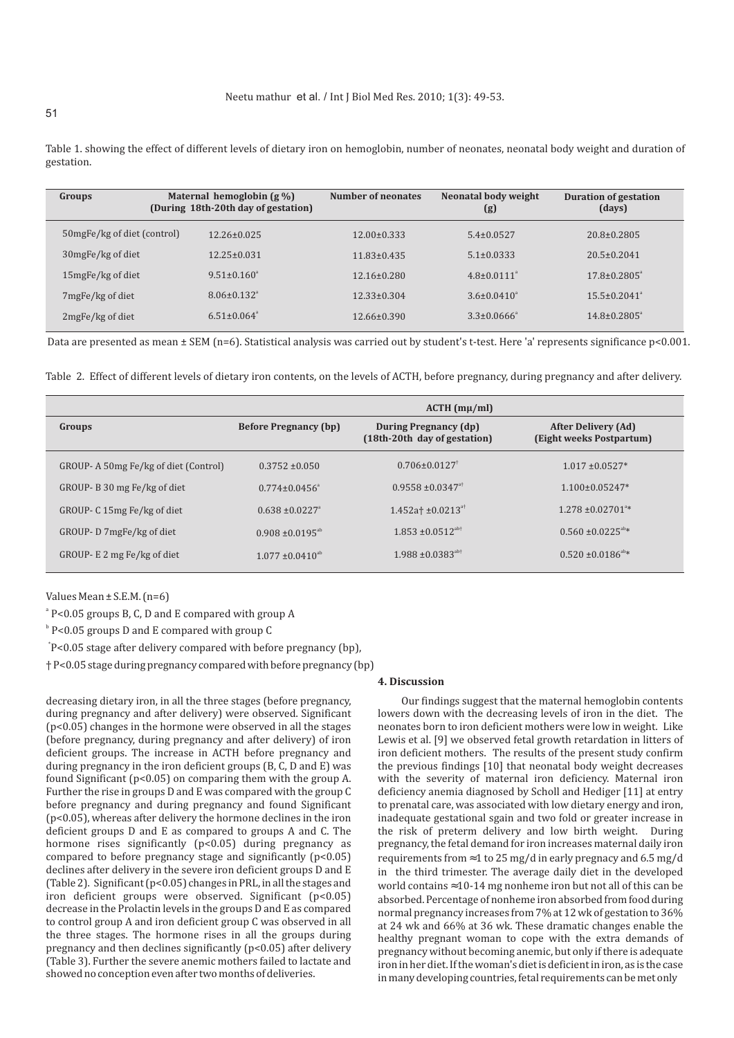Table 1. showing the effect of different levels of dietary iron on hemoglobin, number of neonates, neonatal body weight and duration of gestation.

| Groups | Maternal hemoglobin (g %) (During 18th-20th day of gestation) | Number of neonates | Neonatal body weight (g) | Duration of gestation (days) |
|---|---|---|---|---|
| 50mgFe/kg of diet (control) | 12.26±0.025 | 12.00±0.333 | 5.4±0.0527 | 20.8±0.2805 |
| 30mgFe/kg of diet | 12.25±0.031 | 11.83±0.435 | 5.1±0.0333 | 20.5±0.2041 |
| 15mgFe/kg of diet | 9.51±0.160[a] | 12.16±0.280 | 4.8±0.0111[a] | 17.8±0.2805[a] |
| 7mgFe/kg of diet | 8.06±0.132[a] | 12.33±0.304 | 3.6±0.0410[a] | 15.5±0.2041[a] |
| 2mgFe/kg of diet | 6.51±0.064[a] | 12.66±0.390 | 3.3±0.0666[a] | 14.8±0.2805[a] |

Data are presented as mean ± SEM (n=6). Statistical analysis was carried out by student's t-test. Here 'a' represents significance p<0.001.

Table 2. Effect of different levels of dietary iron contents, on the levels of ACTH, before pregnancy, during pregnancy and after delivery.

| | ACTH (mµ/ml) | | |
|---|---|---|---|
| Groups | Before Pregnancy (bp) | During Pregnancy (dp) (18th-20th day of gestation) | After Delivery (Ad) (Eight weeks Postpartum) |
| GROUP- A 50mg Fe/kg of diet (Control) | 0.3752 ±0.050 | 0.706±0.0127[†] | 1.017 ±0.0527* |
| GROUP- B 30 mg Fe/kg of diet | 0.774±0.0456[a] | 0.9558 ±0.0347[a†] | 1.100±0.05247* |
| GROUP- C 15mg Fe/kg of diet | 0.638 ±0.0227[a] | 1.452a† ±0.0213[a†] | 1.278 ±0.02701[a]* |
| GROUP- D 7mgFe/kg of diet | 0.908 ±0.0195[ab] | 1.853 ±0.0512[ab†] | 0.560 ±0.0225[ab]* |
| GROUP- E 2 mg Fe/kg of diet | 1.077 ±0.0410[ab] | 1.988 ±0.0383[ab†] | 0.520 ±0.0186[ab]* |

Values Mean ± S.E.M. (n=6)

[a] P<0.05 groups B, C, D and E compared with group A

[b] P<0.05 groups D and E compared with group C

[*] P<0.05 stage after delivery compared with before pregnancy (bp),

† P<0.05 stage during pregnancy compared with before pregnancy (bp)

decreasing dietary iron, in all the three stages (before pregnancy, during pregnancy and after delivery) were observed. Significant (p<0.05) changes in the hormone were observed in all the stages (before pregnancy, during pregnancy and after delivery) of iron deficient groups. The increase in ACTH before pregnancy and during pregnancy in the iron deficient groups (B, C, D and E) was found Significant (p<0.05) on comparing them with the group A. Further the rise in groups D and E was compared with the group C before pregnancy and during pregnancy and found Significant (p<0.05), whereas after delivery the hormone declines in the iron deficient groups D and E as compared to groups A and C. The hormone rises significantly (p<0.05) during pregnancy as compared to before pregnancy stage and significantly (p<0.05) declines after delivery in the severe iron deficient groups D and E (Table 2). Significant (p<0.05) changes in PRL, in all the stages and iron deficient groups were observed. Significant (p<0.05) decrease in the Prolactin levels in the groups D and E as compared to control group A and iron deficient group C was observed in all the three stages. The hormone rises in all the groups during pregnancy and then declines significantly (p<0.05) after delivery (Table 3). Further the severe anemic mothers failed to lactate and showed no conception even after two months of deliveries.

## 4. Discussion

Our findings suggest that the maternal hemoglobin contents lowers down with the decreasing levels of iron in the diet. The neonates born to iron deficient mothers were low in weight. Like Lewis et al. [9] we observed fetal growth retardation in litters of iron deficient mothers. The results of the present study confirm the previous findings [10] that neonatal body weight decreases with the severity of maternal iron deficiency. Maternal iron deficiency anemia diagnosed by Scholl and Hediger [11] at entry to prenatal care, was associated with low dietary energy and iron, inadequate gestational sgain and two fold or greater increase in the risk of preterm delivery and low birth weight. During pregnancy, the fetal demand for iron increases maternal daily iron requirements from ≈1 to 25 mg/d in early pregnacy and 6.5 mg/d in the third trimester. The average daily diet in the developed world contains ≈10-14 mg nonheme iron but not all of this can be absorbed. Percentage of nonheme iron absorbed from food during normal pregnancy increases from 7% at 12 wk of gestation to 36% at 24 wk and 66% at 36 wk. These dramatic changes enable the healthy pregnant woman to cope with the extra demands of pregnancy without becoming anemic, but only if there is adequate iron in her diet. If the woman's diet is deficient in iron, as is the case in many developing countries, fetal requirements can be met only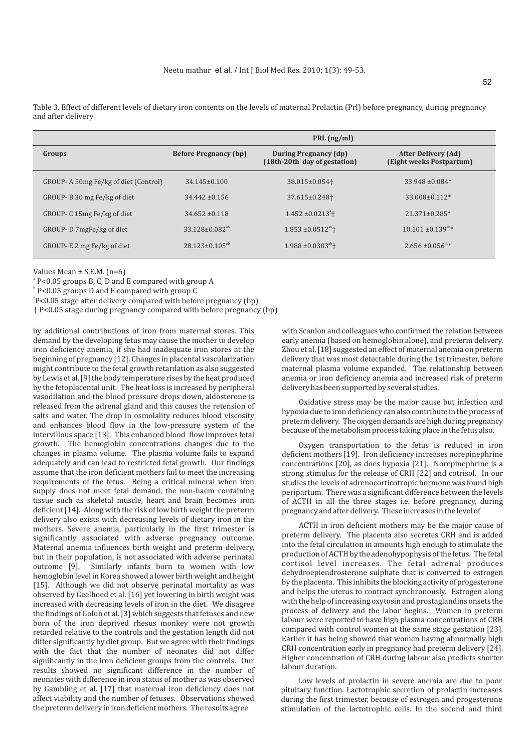Table 3. Effect of different levels of dietary iron contents on the levels of maternal Prolactin (Prl) before pregnancy, during pregnancy and after delivery

| | PRL (ng/ml) | | |
|---|---|---|---|
| **Groups** | **Before Pregnancy (bp)** | **During Pregnancy (dp) (18th-20th day of gestation)** | **After Delivery (Ad) (Eight weeks Postpartum)** |
| GROUP- A 50mg Fe/kg of diet (Control) | 34.145±0.100 | 38.015±0.054† | 33.948 ±0.084* |
| GROUP- B 30 mg Fe/kg of diet | 34.442 ±0.156 | 37.615±0.248† | 33.008±0.112* |
| GROUP- C 15mg Fe/kg of diet | 34.652 ±0.118 | 1.452 ±0.0213[a]† | 21.371±0.285* |
| GROUP- D 7mgFe/kg of diet | 33.128±0.082[ab] | 1.853 ±0.0512[ab]† | 10.101 ±0.139[ab]* |
| GROUP- E 2 mg Fe/kg of diet | 28.123±0.105[ab] | 1.988 ±0.0383[ab]† | 2.656 ±0.056[ab]* |

Values Mean ± S.E.M. (n=6)

[a] P<0.05 groups B, C, D and E compared with group A

[b] P<0.05 groups D and E compared with group C

[*] P<0.05 stage after delivery compared with before pregnancy (bp)

† P<0.05 stage during pregnancy compared with before pregnancy (bp)

by additional contributions of iron from maternal stores. This demand by the developing fetus may cause the mother to develop iron deficiency anemia, if she had inadequate iron stores at the beginning of pregnancy [12]. Changes in placental vascularization might contribute to the fetal growth retardation as also suggested by Lewis et al. [9] the body temperature rises by the heat produced by the fetoplacental unit. The heat loss is increased by peripheral vasodilation and the blood pressure drops down, aldosterone is released from the adrenal gland and this causes the retension of salts and water. The drop in osmolality reduces blood viscosity and enhances blood flow in the low-pressure system of the intervillous space [13]. This enhanced blood flow improves fetal growth. The hemoglobin concentrations changes due to the changes in plasma volume. The plasma volume fails to expand adequately and can lead to restricted fetal growth. Our findings assume that the iron deficient mothers fail to meet the increasing requirements of the fetus. Being a critical mineral when iron supply does not meet fetal demand, the non-haem containing tissue such as skeletal muscle, heart and brain becomes iron deficient [14]. Along with the risk of low birth weight the preterm delivery also exists with decreasing levels of dietary iron in the mothers. Severe anemia, particularly in the first trimester is significantly associated with adverse pregnancy outcome. Maternal anemia influences birth weight and preterm delivery, but in their population, is not associated with adverse perinatal outcome [9]. Similarly infants born to women with low hemoglobin level in Korea showed a lower birth weight and height [15]. Although we did not observe perinatal mortality as was observed by Geelhoed et al. [16] yet lowering in birth weight was increased with decreasing levels of iron in the diet. We disagree the findings of Golub et al. [3] which suggests that fetuses and new born of the iron deprived rhesus monkey were not growth retarded relative to the controls and the gestation length did not differ significantly by diet group. But we agree with their findings with the fact that the number of neonates did not differ significantly in the iron deficient groups from the controls. Our results showed no significant difference in the number of neonates with difference in iron status of mother as was observed by Gambling et al. [17] that maternal iron deficiency does not affect viability and the number of fetuses. Observations showed the preterm delivery in iron deficient mothers. The results agree with Scanlon and colleagues who confirmed the relation between early anemia (based on hemoglobin alone), and preterm delivery. Zhou et al. [18] suggested an effect of maternal anemia on preterm delivery that was most detectable during the 1st trimester, before maternal plasma volume expanded. The relationship between anemia or iron deficiency anemia and increased risk of preterm delivery has been supported by several studies.

Oxidative stress may be the major cause but infection and hypoxia due to iron deficiency can also contribute in the process of preterm delivery. The oxygen demands are high during pregnancy because of the metabolism process taking place in the fetus also.

Oxygen transportation to the fetus is reduced in iron deficient mothers [19]. Iron deficiency increases norepinephrine concentrations [20], as does hypoxia [21]. Norepinephrine is a strong stimulus for the release of CRH [22] and cotrisol. In our studies the levels of adrenocorticotropic hormone was found high peripartum. There was a significant difference between the levels of ACTH in all the three stages i.e. before pregnancy, during pregnancy and after delivery. These increases in the level of

ACTH in iron deficient mothers may be the major cause of preterm delivery. The placenta also secretes CRH and is added into the fetal circulation in amounts high enough to stimulate the production of ACTH by the adenohypopysis of the fetus. The fetal cortisol level increases. The fetal adrenal produces dehydroepiendrosterone sulphate that is converted to estrogen by the placenta. This inhibits the blocking activity of progesterone and helps the uterus to contract synchronously. Estrogen along with the help of increasing oxytosin and prostaglandins onsets the process of delivery and the labor begins. Women in preterm labour were reported to have high plasma concentrations of CRH compared with control women at the same stage gestation [23]. Earlier it has being showed that women having abnormally high CRH concentration early in pregnancy had preterm delivery [24]. Higher concentration of CRH during labour also predicts shorter labour duration.

Low levels of prolactin in severe anemia are due to poor pituitary function. Lactotrophic secretion of prolactin increases during the first trimester, because of estrogen and progesterone stimulation of the lactotrophic cells. In the second and third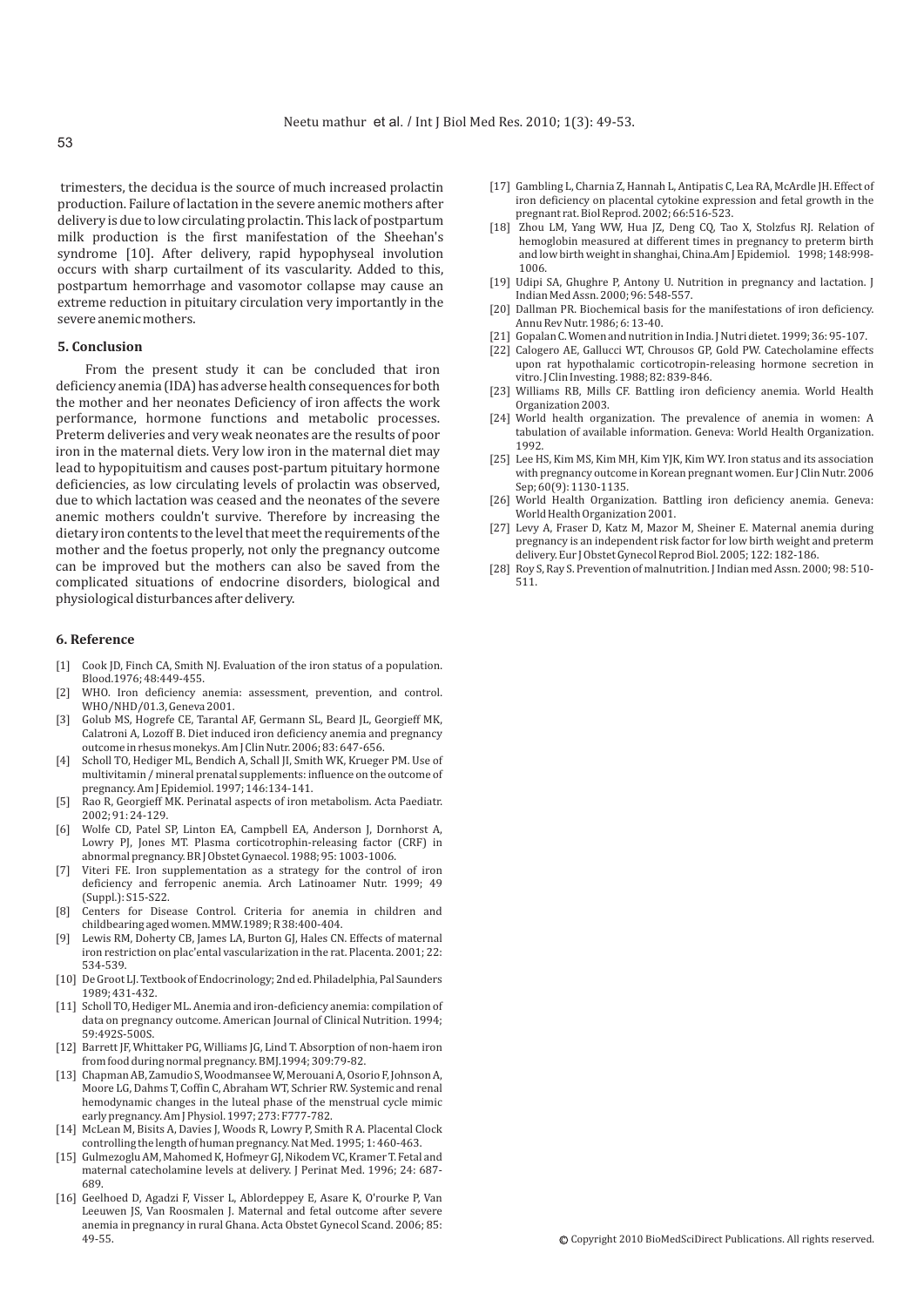trimesters, the decidua is the source of much increased prolactin production. Failure of lactation in the severe anemic mothers after delivery is due to low circulating prolactin. This lack of postpartum milk production is the first manifestation of the Sheehan's syndrome [10]. After delivery, rapid hypophyseal involution occurs with sharp curtailment of its vascularity. Added to this, postpartum hemorrhage and vasomotor collapse may cause an extreme reduction in pituitary circulation very importantly in the severe anemic mothers.

## 5. Conclusion

From the present study it can be concluded that iron deficiency anemia (IDA) has adverse health consequences for both the mother and her neonates Deficiency of iron affects the work performance, hormone functions and metabolic processes. Preterm deliveries and very weak neonates are the results of poor iron in the maternal diets. Very low iron in the maternal diet may lead to hypopituitism and causes post-partum pituitary hormone deficiencies, as low circulating levels of prolactin was observed, due to which lactation was ceased and the neonates of the severe anemic mothers couldn't survive. Therefore by increasing the dietary iron contents to the level that meet the requirements of the mother and the foetus properly, not only the pregnancy outcome can be improved but the mothers can also be saved from the complicated situations of endocrine disorders, biological and physiological disturbances after delivery.

## 6. Reference

[1] Cook JD, Finch CA, Smith NJ. Evaluation of the iron status of a population. Blood.1976; 48:449-455.

[2] WHO. Iron deficiency anemia: assessment, prevention, and control. WHO/NHD/01.3, Geneva 2001.

[3] Golub MS, Hogrefe CE, Tarantal AF, Germann SL, Beard JL, Georgieff MK, Calatroni A, Lozoff B. Diet induced iron deficiency anemia and pregnancy outcome in rhesus monekys. Am J Clin Nutr. 2006; 83: 647-656.

[4] Scholl TO, Hediger ML, Bendich A, Schall JI, Smith WK, Krueger PM. Use of multivitamin / mineral prenatal supplements: influence on the outcome of pregnancy. Am J Epidemiol. 1997; 146:134-141.

[5] Rao R, Georgieff MK. Perinatal aspects of iron metabolism. Acta Paediatr. 2002; 91: 24-129.

[6] Wolfe CD, Patel SP, Linton EA, Campbell EA, Anderson J, Dornhorst A, Lowry PJ, Jones MT. Plasma corticotrophin-releasing factor (CRF) in abnormal pregnancy. BR J Obstet Gynaecol. 1988; 95: 1003-1006.

[7] Viteri FE. Iron supplementation as a strategy for the control of iron deficiency and ferropenic anemia. Arch Latinoamer Nutr. 1999; 49 (Suppl.): S15-S22.

[8] Centers for Disease Control. Criteria for anemia in children and childbearing aged women. MMW.1989; R 38:400-404.

[9] Lewis RM, Doherty CB, James LA, Burton GJ, Hales CN. Effects of maternal iron restriction on plac'ental vascularization in the rat. Placenta. 2001; 22: 534-539.

[10] De Groot LJ. Textbook of Endocrinology; 2nd ed. Philadelphia, Pal Saunders 1989; 431-432.

[11] Scholl TO, Hediger ML. Anemia and iron-deficiency anemia: compilation of data on pregnancy outcome. American Journal of Clinical Nutrition. 1994; 59:492S-500S.

[12] Barrett JF, Whittaker PG, Williams JG, Lind T. Absorption of non-haem iron from food during normal pregnancy. BMJ.1994; 309:79-82.

[13] Chapman AB, Zamudio S, Woodmansee W, Merouani A, Osorio F, Johnson A, Moore LG, Dahms T, Coffin C, Abraham WT, Schrier RW. Systemic and renal hemodynamic changes in the luteal phase of the menstrual cycle mimic early pregnancy. Am J Physiol. 1997; 273: F777-782.

[14] McLean M, Bisits A, Davies J, Woods R, Lowry P, Smith R A. Placental Clock controlling the length of human pregnancy. Nat Med. 1995; 1: 460-463.

[15] Gulmezoglu AM, Mahomed K, Hofmeyr GJ, Nikodem VC, Kramer T. Fetal and maternal catecholamine levels at delivery. J Perinat Med. 1996; 24: 687-689.

[16] Geelhoed D, Agadzi F, Visser L, Ablordeppey E, Asare K, O'rourke P, Van Leeuwen JS, Van Roosmalen J. Maternal and fetal outcome after severe anemia in pregnancy in rural Ghana. Acta Obstet Gynecol Scand. 2006; 85: 49-55.

[17] Gambling L, Charnia Z, Hannah L, Antipatis C, Lea RA, McArdle JH. Effect of iron deficiency on placental cytokine expression and fetal growth in the pregnant rat. Biol Reprod. 2002; 66:516-523.

[18] Zhou LM, Yang WW, Hua JZ, Deng CQ, Tao X, Stolzfus RJ. Relation of hemoglobin measured at different times in pregnancy to preterm birth and low birth weight in shanghai, China.Am J Epidemiol. 1998; 148:998-1006.

[19] Udipi SA, Ghughre P, Antony U. Nutrition in pregnancy and lactation. J Indian Med Assn. 2000; 96: 548-557.

[20] Dallman PR. Biochemical basis for the manifestations of iron deficiency. Annu Rev Nutr. 1986; 6: 13-40.

[21] Gopalan C. Women and nutrition in India. J Nutri dietet. 1999; 36: 95-107.

[22] Calogero AE, Gallucci WT, Chrousos GP, Gold PW. Catecholamine effects upon rat hypothalamic corticotropin-releasing hormone secretion in vitro. J Clin Investing. 1988; 82: 839-846.

[23] Williams RB, Mills CF. Battling iron deficiency anemia. World Health Organization 2003.

[24] World health organization. The prevalence of anemia in women: A tabulation of available information. Geneva: World Health Organization. 1992.

[25] Lee HS, Kim MS, Kim MH, Kim YJK, Kim WY. Iron status and its association with pregnancy outcome in Korean pregnant women. Eur J Clin Nutr. 2006 Sep; 60(9): 1130-1135.

[26] World Health Organization. Battling iron deficiency anemia. Geneva: World Health Organization 2001.

[27] Levy A, Fraser D, Katz M, Mazor M, Sheiner E. Maternal anemia during pregnancy is an independent risk factor for low birth weight and preterm delivery. Eur J Obstet Gynecol Reprod Biol. 2005; 122: 182-186.

[28] Roy S, Ray S. Prevention of malnutrition. J Indian med Assn. 2000; 98: 510-511.